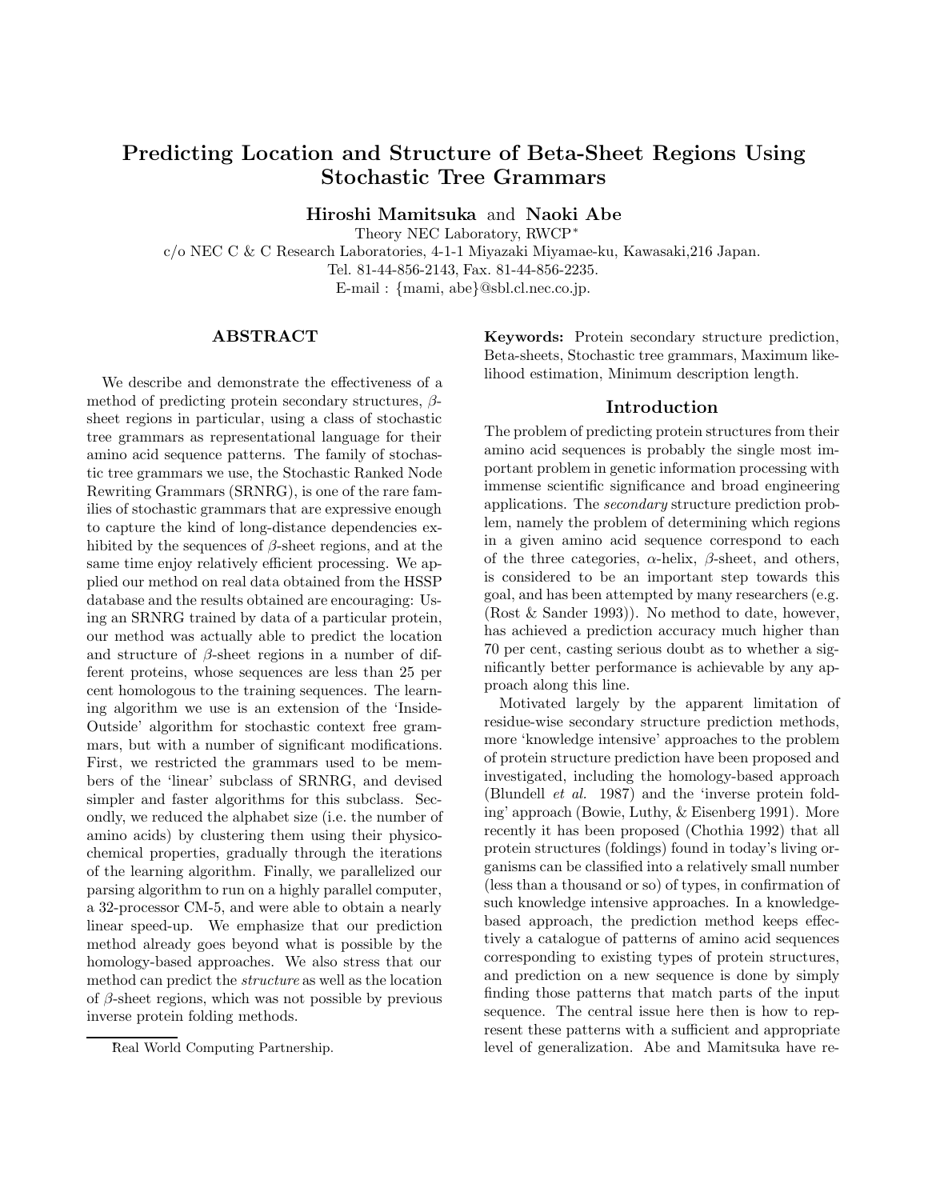# Predicting Location and Structure of Beta-Sheet Regions Using Stochastic Tree Grammars

**Hiroshi Mamitsuka** and **Naoki Abe**

Theory NEC Laboratory, RWCP*

c/o NEC C & C Research Laboratories, 4-1-1 Miyazaki Miyamae-ku, Kawasaki,216 Japan.

Tel. 81-44-856-2143, Fax. 81-44-856-2235.

E-mail : {mami, abe}@sbl.cl.nec.co.jp.

## ABSTRACT

We describe and demonstrate the effectiveness of a method of predicting protein secondary structures, $\beta$-sheet regions in particular, using a class of stochastic tree grammars as representational language for their amino acid sequence patterns. The family of stochastic tree grammars we use, the Stochastic Ranked Node Rewriting Grammars (SRNRG), is one of the rare families of stochastic grammars that are expressive enough to capture the kind of long-distance dependencies exhibited by the sequences of $\beta$-sheet regions, and at the same time enjoy relatively efficient processing. We applied our method on real data obtained from the HSSP database and the results obtained are encouraging: Using an SRNRG trained by data of a particular protein, our method was actually able to predict the location and structure of $\beta$-sheet regions in a number of different proteins, whose sequences are less than 25 per cent homologous to the training sequences. The learning algorithm we use is an extension of the 'Inside-Outside' algorithm for stochastic context free grammars, but with a number of significant modifications. First, we restricted the grammars used to be members of the 'linear' subclass of SRNRG, and devised simpler and faster algorithms for this subclass. Secondly, we reduced the alphabet size (i.e. the number of amino acids) by clustering them using their physico-chemical properties, gradually through the iterations of the learning algorithm. Finally, we parallelized our parsing algorithm to run on a highly parallel computer, a 32-processor CM-5, and were able to obtain a nearly linear speed-up. We emphasize that our prediction method already goes beyond what is possible by the homology-based approaches. We also stress that our method can predict the *structure* as well as the location of $\beta$-sheet regions, which was not possible by previous inverse protein folding methods.

**Keywords:** Protein secondary structure prediction, Beta-sheets, Stochastic tree grammars, Maximum likelihood estimation, Minimum description length.

## Introduction

The problem of predicting protein structures from their amino acid sequences is probably the single most important problem in genetic information processing with immense scientific significance and broad engineering applications. The *secondary* structure prediction problem, namely the problem of determining which regions in a given amino acid sequence correspond to each of the three categories, $\alpha$-helix, $\beta$-sheet, and others, is considered to be an important step towards this goal, and has been attempted by many researchers (e.g. (Rost & Sander 1993)). No method to date, however, has achieved a prediction accuracy much higher than 70 per cent, casting serious doubt as to whether a significantly better performance is achievable by any approach along this line.

Motivated largely by the apparent limitation of residue-wise secondary structure prediction methods, more 'knowledge intensive' approaches to the problem of protein structure prediction have been proposed and investigated, including the homology-based approach (Blundell *et al.* 1987) and the 'inverse protein folding' approach (Bowie, Luthy, & Eisenberg 1991). More recently it has been proposed (Chothia 1992) that all protein structures (foldings) found in today's living organisms can be classified into a relatively small number (less than a thousand or so) of types, in confirmation of such knowledge intensive approaches. In a knowledge-based approach, the prediction method keeps effectively a catalogue of patterns of amino acid sequences corresponding to existing types of protein structures, and prediction on a new sequence is done by simply finding those patterns that match parts of the input sequence. The central issue here then is how to represent these patterns with a sufficient and appropriate level of generalization. Abe and Mamitsuka have re-

*Real World Computing Partnership.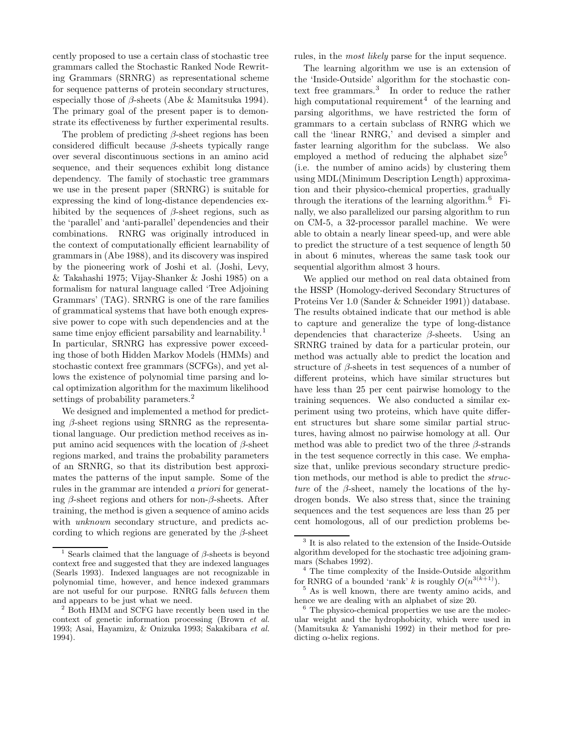cently proposed to use a certain class of stochastic tree grammars called the Stochastic Ranked Node Rewriting Grammars (SRNRG) as representational scheme for sequence patterns of protein secondary structures, especially those of $\beta$-sheets (Abe & Mamitsuka 1994). The primary goal of the present paper is to demonstrate its effectiveness by further experimental results.

The problem of predicting $\beta$-sheet regions has been considered difficult because $\beta$-sheets typically range over several discontinuous sections in an amino acid sequence, and their sequences exhibit long distance dependency. The family of stochastic tree grammars we use in the present paper (SRNRG) is suitable for expressing the kind of long-distance dependencies exhibited by the sequences of $\beta$-sheet regions, such as the 'parallel' and 'anti-parallel' dependencies and their combinations. RNRG was originally introduced in the context of computationally efficient learnability of grammars in (Abe 1988), and its discovery was inspired by the pioneering work of Joshi et al. (Joshi, Levy, & Takahashi 1975; Vijay-Shanker & Joshi 1985) on a formalism for natural language called 'Tree Adjoining Grammars' (TAG). SRNRG is one of the rare families of grammatical systems that have both enough expressive power to cope with such dependencies and at the same time enjoy efficient parsability and learnability.[1] In particular, SRNRG has expressive power exceeding those of both Hidden Markov Models (HMMs) and stochastic context free grammars (SCFGs), and yet allows the existence of polynomial time parsing and local optimization algorithm for the maximum likelihood settings of probability parameters.[2]

We designed and implemented a method for predicting $\beta$-sheet regions using SRNRG as the representational language. Our prediction method receives as input amino acid sequences with the location of $\beta$-sheet regions marked, and trains the probability parameters of an SRNRG, so that its distribution best approximates the patterns of the input sample. Some of the rules in the grammar are intended *a priori* for generating $\beta$-sheet regions and others for non-$\beta$-sheets. After training, the method is given a sequence of amino acids with *unknown* secondary structure, and predicts according to which regions are generated by the $\beta$-sheet rules, in the *most likely* parse for the input sequence.

The learning algorithm we use is an extension of the 'Inside-Outside' algorithm for the stochastic context free grammars.[3] In order to reduce the rather high computational requirement[4] of the learning and parsing algorithms, we have restricted the form of grammars to a certain subclass of RNRG which we call the 'linear RNRG,' and devised a simpler and faster learning algorithm for the subclass. We also employed a method of reducing the alphabet size[5] (i.e. the number of amino acids) by clustering them using MDL(Minimum Description Length) approximation and their physico-chemical properties, gradually through the iterations of the learning algorithm.[6] Finally, we also parallelized our parsing algorithm to run on CM-5, a 32-processor parallel machine. We were able to obtain a nearly linear speed-up, and were able to predict the structure of a test sequence of length 50 in about 6 minutes, whereas the same task took our sequential algorithm almost 3 hours.

We applied our method on real data obtained from the HSSP (Homology-derived Secondary Structures of Proteins Ver 1.0 (Sander & Schneider 1991)) database. The results obtained indicate that our method is able to capture and generalize the type of long-distance dependencies that characterize $\beta$-sheets. Using an SRNRG trained by data for a particular protein, our method was actually able to predict the location and structure of $\beta$-sheets in test sequences of a number of different proteins, which have similar structures but have less than 25 per cent pairwise homology to the training sequences. We also conducted a similar experiment using two proteins, which have quite different structures but share some similar partial structures, having almost no pairwise homology at all. Our method was able to predict two of the three $\beta$-strands in the test sequence correctly in this case. We emphasize that, unlike previous secondary structure prediction methods, our method is able to predict the *structure* of the $\beta$-sheet, namely the locations of the hydrogen bonds. We also stress that, since the training sequences and the test sequences are less than 25 per cent homologous, all of our prediction problems be-

---

[1] Searls claimed that the language of $\beta$-sheets is beyond context free and suggested that they are indexed languages (Searls 1993). Indexed languages are not recognizable in polynomial time, however, and hence indexed grammars are not useful for our purpose. RNRG falls *between* them and appears to be just what we need.

[2] Both HMM and SCFG have recently been used in the context of genetic information processing (Brown *et al.* 1993; Asai, Hayamizu, & Onizuka 1993; Sakakibara *et al.* 1994).

[3] It is also related to the extension of the Inside-Outside algorithm developed for the stochastic tree adjoining grammars (Schabes 1992).

[4] The time complexity of the Inside-Outside algorithm for RNRG of a bounded 'rank' $k$ is roughly $O(n^{3(k+1)})$.

[5] As is well known, there are twenty amino acids, and hence we are dealing with an alphabet of size 20.

[6] The physico-chemical properties we use are the molecular weight and the hydrophobicity, which were used in (Mamitsuka & Yamanishi 1992) in their method for predicting $\alpha$-helix regions.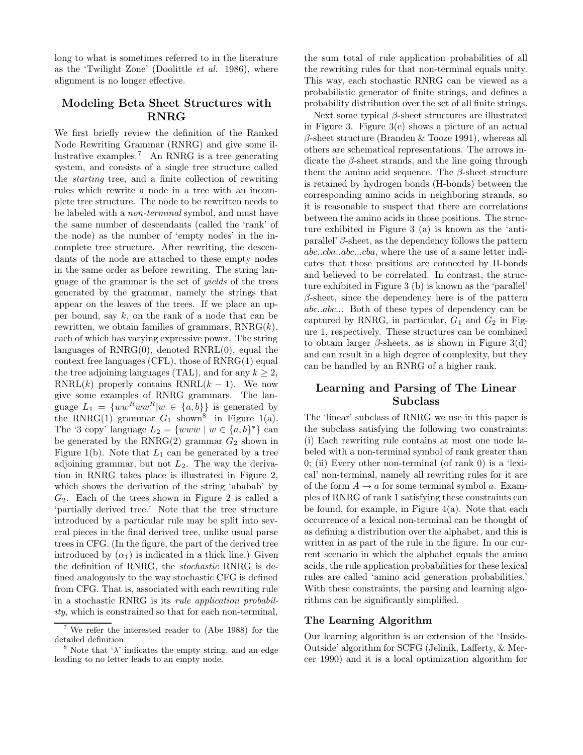long to what is sometimes referred to in the literature as the 'Twilight Zone' (Doolittle *et al.* 1986), where alignment is no longer effective.

## Modeling Beta Sheet Structures with RNRG

We first briefly review the definition of the Ranked Node Rewriting Grammar (RNRG) and give some illustrative examples.[7] An RNRG is a tree generating system, and consists of a single tree structure called the *starting* tree, and a finite collection of rewriting rules which rewrite a node in a tree with an incomplete tree structure. The node to be rewritten needs to be labeled with a *non-terminal* symbol, and must have the same number of descendants (called the 'rank' of the node) as the number of 'empty nodes' in the incomplete tree structure. After rewriting, the descendants of the node are attached to these empty nodes in the same order as before rewriting. The string language of the grammar is the set of *yields* of the trees generated by the grammar, namely the strings that appear on the leaves of the trees. If we place an upper bound, say $k$, on the rank of a node that can be rewritten, we obtain families of grammars, RNRG($k$), each of which has varying expressive power. The string languages of RNRG(0), denoted RNRL(0), equal the context free languages (CFL), those of RNRG(1) equal the tree adjoining languages (TAL), and for any $k \geq 2$, RNRL($k$) properly contains RNRL($k-1$). We now give some examples of RNRG grammars. The language $L_1 = \{ww^Rww^R | w \in \{a,b\}\}$ is generated by the RNRG(1) grammar $G_1$ shown[8] in Figure 1(a). The '3 copy' language $L_2 = \{www \mid w \in \{a,b\}^*\}$ can be generated by the RNRG(2) grammar $G_2$ shown in Figure 1(b). Note that $L_1$ can be generated by a tree adjoining grammar, but not $L_2$. The way the derivation in RNRG takes place is illustrated in Figure 2, which shows the derivation of the string 'ababab' by $G_2$. Each of the trees shown in Figure 2 is called a 'partially derived tree.' Note that the tree structure introduced by a particular rule may be split into several pieces in the final derived tree, unlike usual parse trees in CFG. (In the figure, the part of the derived tree introduced by ($\alpha_1$) is indicated in a thick line.) Given the definition of RNRG, the *stochastic* RNRG is defined analogously to the way stochastic CFG is defined from CFG. That is, associated with each rewriting rule in a stochastic RNRG is its *rule application probability*, which is constrained so that for each non-terminal, the sum total of rule application probabilities of all the rewriting rules for that non-terminal equals unity. This way, each stochastic RNRG can be viewed as a probabilistic generator of finite strings, and defines a probability distribution over the set of all finite strings.

Next some typical $\beta$-sheet structures are illustrated in Figure 3. Figure 3(e) shows a picture of an actual $\beta$-sheet structure (Branden & Tooze 1991), whereas all others are schematical representations. The arrows indicate the $\beta$-sheet strands, and the line going through them the amino acid sequence. The $\beta$-sheet structure is retained by hydrogen bonds (H-bonds) between the corresponding amino acids in neighboring strands, so it is reasonable to suspect that there are correlations between the amino acids in those positions. The structure exhibited in Figure 3 (a) is known as the 'anti-parallel' $\beta$-sheet, as the dependency follows the pattern *abc..cba..abc...cba*, where the use of a same letter indicates that those positions are connected by H-bonds and believed to be correlated. In contrast, the structure exhibited in Figure 3 (b) is known as the 'parallel' $\beta$-sheet, since the dependency here is of the pattern *abc..abc...* Both of these types of dependency can be captured by RNRG, in particular, $G_1$ and $G_2$ in Figure 1, respectively. These structures can be combined to obtain larger $\beta$-sheets, as is shown in Figure 3(d) and can result in a high degree of complexity, but they can be handled by an RNRG of a higher rank.

## Learning and Parsing of The Linear Subclass

The 'linear' subclass of RNRG we use in this paper is the subclass satisfying the following two constraints: (i) Each rewriting rule contains at most one node labeled with a non-terminal symbol of rank greater than 0; (ii) Every other non-terminal (of rank 0) is a 'lexical' non-terminal, namely all rewriting rules for it are of the form $A \rightarrow a$ for some terminal symbol $a$. Examples of RNRG of rank 1 satisfying these constraints can be found, for example, in Figure 4(a). Note that each occurrence of a lexical non-terminal can be thought of as defining a distribution over the alphabet, and this is written in as part of the rule in the figure. In our current scenario in which the alphabet equals the amino acids, the rule application probabilities for these lexical rules are called 'amino acid generation probabilities.' With these constraints, the parsing and learning algorithms can be significantly simplified.

### The Learning Algorithm

Our learning algorithm is an extension of the 'Inside-Outside' algorithm for SCFG (Jelinik, Lafferty, & Mercer 1990) and it is a local optimization algorithm for

[7] We refer the interested reader to (Abe 1988) for the detailed definition.

[8] Note that '$\lambda$' indicates the empty string, and an edge leading to no letter leads to an empty node.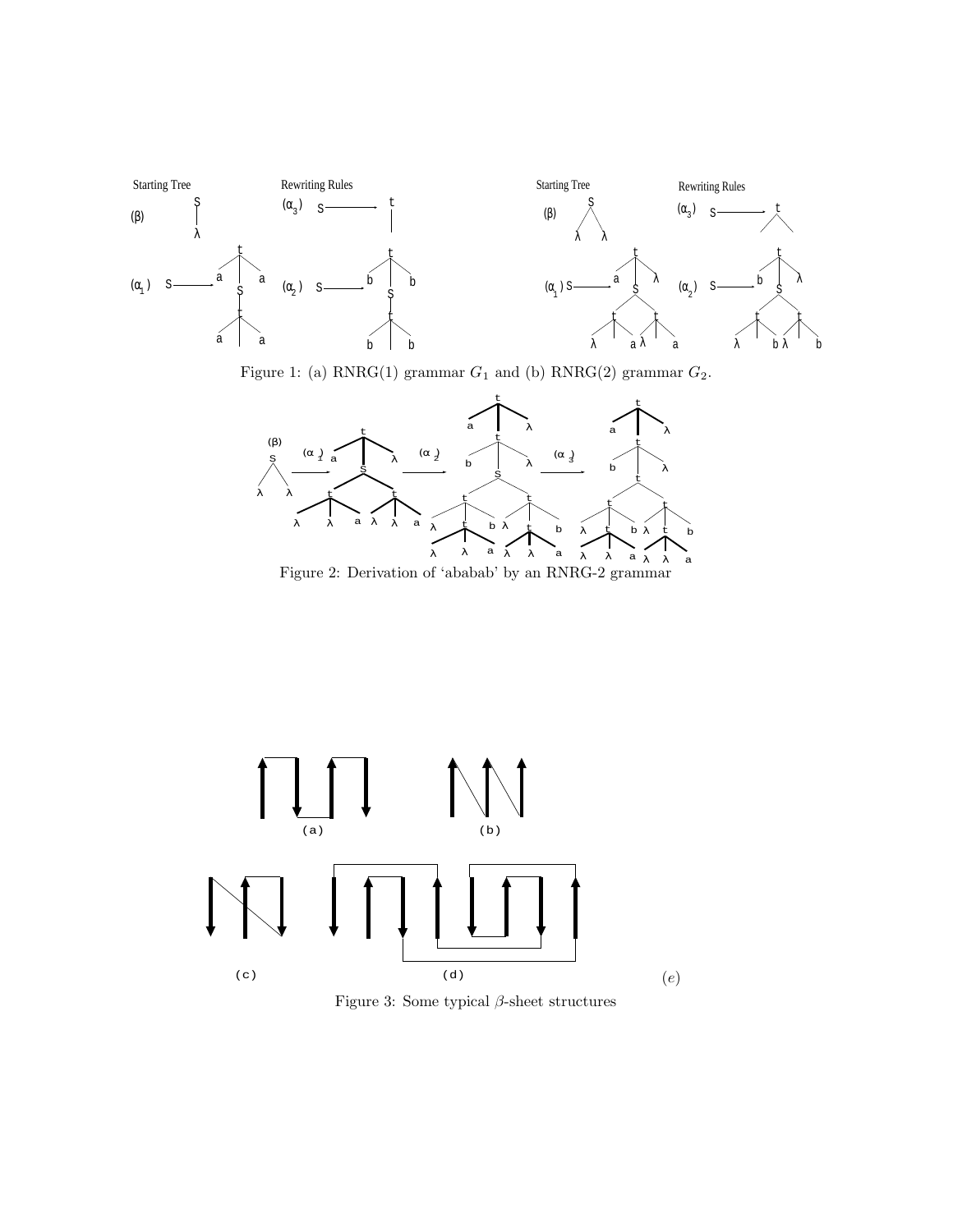Figure 1: (a) RNRG(1) grammar $G_1$ and (b) RNRG(2) grammar $G_2$.

Figure 2: Derivation of 'ababab' by an RNRG-2 grammar

Figure 3: Some typical $\beta$-sheet structures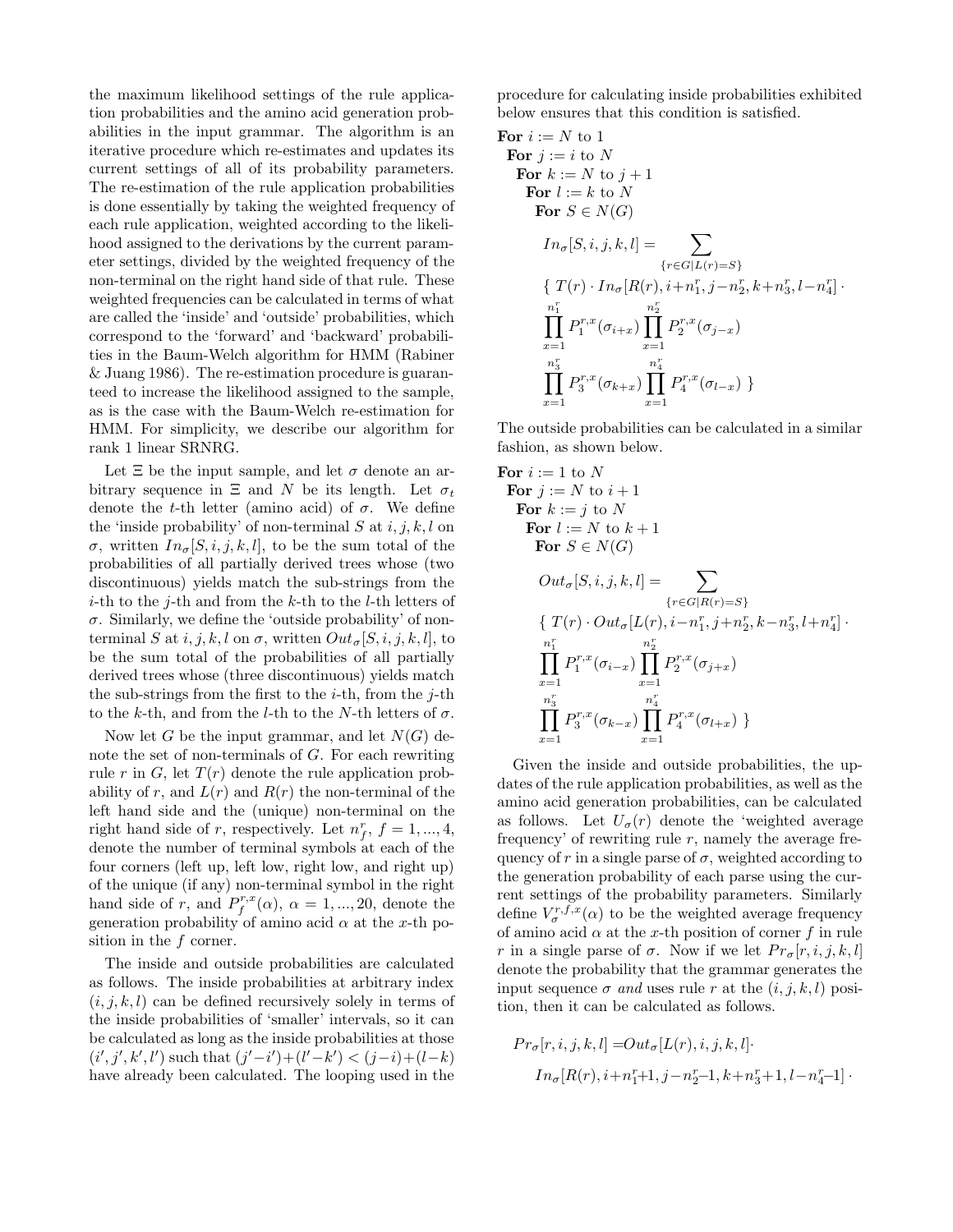the maximum likelihood settings of the rule application probabilities and the amino acid generation probabilities in the input grammar. The algorithm is an iterative procedure which re-estimates and updates its current settings of all of its probability parameters. The re-estimation of the rule application probabilities is done essentially by taking the weighted frequency of each rule application, weighted according to the likelihood assigned to the derivations by the current parameter settings, divided by the weighted frequency of the non-terminal on the right hand side of that rule. These weighted frequencies can be calculated in terms of what are called the 'inside' and 'outside' probabilities, which correspond to the 'forward' and 'backward' probabilities in the Baum-Welch algorithm for HMM (Rabiner & Juang 1986). The re-estimation procedure is guaranteed to increase the likelihood assigned to the sample, as is the case with the Baum-Welch re-estimation for HMM. For simplicity, we describe our algorithm for rank 1 linear SRNRG.

Let $\Xi$ be the input sample, and let $\sigma$ denote an arbitrary sequence in $\Xi$ and $N$ be its length. Let $\sigma_t$ denote the $t$-th letter (amino acid) of $\sigma$. We define the 'inside probability' of non-terminal $S$ at $i, j, k, l$ on $\sigma$, written $In_\sigma[S, i, j, k, l]$, to be the sum total of the probabilities of all partially derived trees whose (two discontinuous) yields match the sub-strings from the $i$-th to the $j$-th and from the $k$-th to the $l$-th letters of $\sigma$. Similarly, we define the 'outside probability' of non-terminal $S$ at $i, j, k, l$ on $\sigma$, written $Out_\sigma[S, i, j, k, l]$, to be the sum total of the probabilities of all partially derived trees whose (three discontinuous) yields match the sub-strings from the first to the $i$-th, from the $j$-th to the $k$-th, and from the $l$-th to the $N$-th letters of $\sigma$.

Now let $G$ be the input grammar, and let $N(G)$ denote the set of non-terminals of $G$. For each rewriting rule $r$ in $G$, let $T(r)$ denote the rule application probability of $r$, and $L(r)$ and $R(r)$ the non-terminal of the left hand side and the (unique) non-terminal on the right hand side of $r$, respectively. Let $n_f^r$, $f = 1, ..., 4$, denote the number of terminal symbols at each of the four corners (left up, left low, right low, and right up) of the unique (if any) non-terminal symbol in the right hand side of $r$, and $P_f^{r,x}(\alpha)$, $\alpha = 1, ..., 20$, denote the generation probability of amino acid $\alpha$ at the $x$-th position in the $f$ corner.

The inside and outside probabilities are calculated as follows. The inside probabilities at arbitrary index $(i, j, k, l)$ can be defined recursively solely in terms of the inside probabilities of 'smaller' intervals, so it can be calculated as long as the inside probabilities at those $(i', j', k', l')$ such that $(j'-i')+(l'-k') < (j-i)+(l-k)$ have already been calculated. The looping used in the procedure for calculating inside probabilities exhibited below ensures that this condition is satisfied.

**For** $i := N$ to 1
  **For** $j := i$ to $N$
    **For** $k := N$ to $j+1$
      **For** $l := k$ to $N$
        **For** $S \in N(G)$

$$In_\sigma[S, i, j, k, l] = \sum_{\{r \in G | L(r) = S\}} \{\, T(r) \cdot In_\sigma[R(r), i+n_1^r, j-n_2^r, k+n_3^r, l-n_4^r] \cdot \prod_{x=1}^{n_1^r} P_1^{r,x}(\sigma_{i+x}) \prod_{x=1}^{n_2^r} P_2^{r,x}(\sigma_{j-x}) \prod_{x=1}^{n_3^r} P_3^{r,x}(\sigma_{k+x}) \prod_{x=1}^{n_4^r} P_4^{r,x}(\sigma_{l-x}) \,\}$$

The outside probabilities can be calculated in a similar fashion, as shown below.

**For** $i := 1$ to $N$
  **For** $j := N$ to $i+1$
    **For** $k := j$ to $N$
      **For** $l := N$ to $k+1$
        **For** $S \in N(G)$

$$Out_\sigma[S, i, j, k, l] = \sum_{\{r \in G | R(r) = S\}} \{\, T(r) \cdot Out_\sigma[L(r), i-n_1^r, j+n_2^r, k-n_3^r, l+n_4^r] \cdot \prod_{x=1}^{n_1^r} P_1^{r,x}(\sigma_{i-x}) \prod_{x=1}^{n_2^r} P_2^{r,x}(\sigma_{j+x}) \prod_{x=1}^{n_3^r} P_3^{r,x}(\sigma_{k-x}) \prod_{x=1}^{n_4^r} P_4^{r,x}(\sigma_{l+x}) \,\}$$

Given the inside and outside probabilities, the updates of the rule application probabilities, as well as the amino acid generation probabilities, can be calculated as follows. Let $U_\sigma(r)$ denote the 'weighted average frequency' of rewriting rule $r$, namely the average frequency of $r$ in a single parse of $\sigma$, weighted according to the generation probability of each parse using the current settings of the probability parameters. Similarly define $V_\sigma^{r,f,x}(\alpha)$ to be the weighted average frequency of amino acid $\alpha$ at the $x$-th position of corner $f$ in rule $r$ in a single parse of $\sigma$. Now if we let $Pr_\sigma[r, i, j, k, l]$ denote the probability that the grammar generates the input sequence $\sigma$ *and* uses rule $r$ at the $(i, j, k, l)$ position, then it can be calculated as follows.

$$Pr_\sigma[r, i, j, k, l] = Out_\sigma[L(r), i, j, k, l] \cdot In_\sigma[R(r), i+n_1^r+1, j-n_2^r-1, k+n_3^r+1, l-n_4^r-1] \cdot$$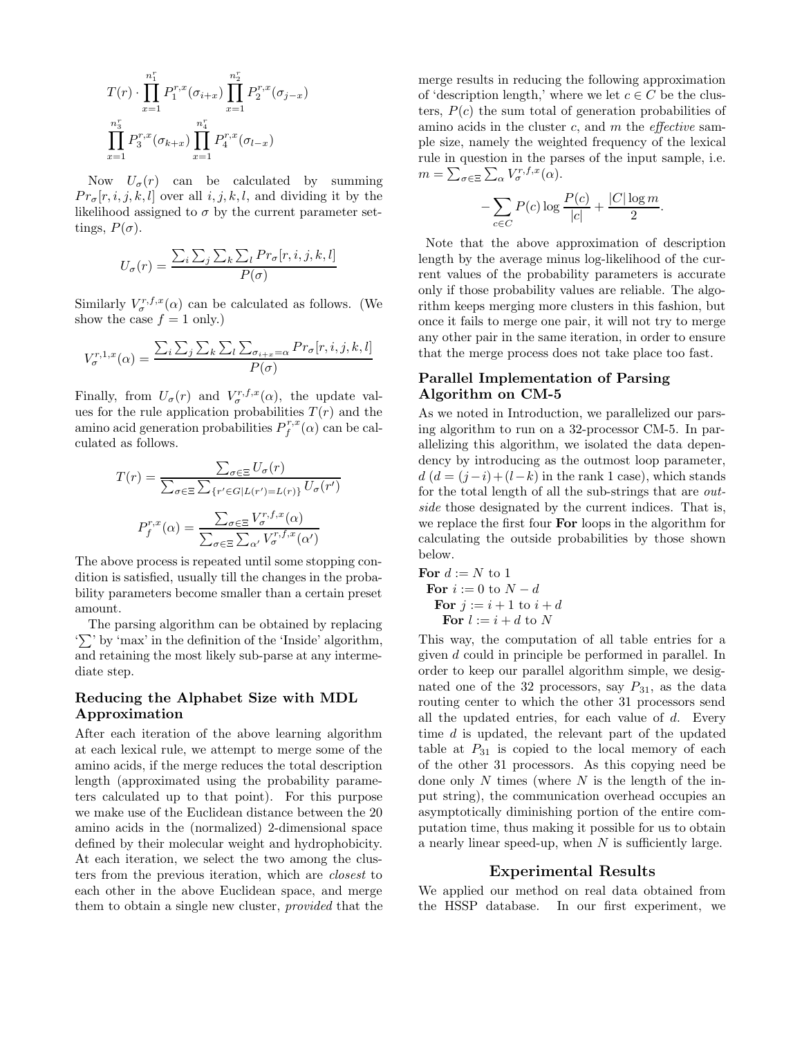$$T(r) \cdot \prod_{x=1}^{n_1^r} P_1^{r,x}(\sigma_{i+x}) \prod_{x=1}^{n_2^r} P_2^{r,x}(\sigma_{j-x})$$
$$\prod_{x=1}^{n_3^r} P_3^{r,x}(\sigma_{k+x}) \prod_{x=1}^{n_4^r} P_4^{r,x}(\sigma_{l-x})$$

Now $U_\sigma(r)$ can be calculated by summing $Pr_\sigma[r, i, j, k, l]$ over all $i, j, k, l$, and dividing it by the likelihood assigned to $\sigma$ by the current parameter settings, $P(\sigma)$.

$$U_\sigma(r) = \frac{\sum_i \sum_j \sum_k \sum_l Pr_\sigma[r, i, j, k, l]}{P(\sigma)}$$

Similarly $V_\sigma^{r,f,x}(\alpha)$ can be calculated as follows. (We show the case $f = 1$ only.)

$$V_\sigma^{r,1,x}(\alpha) = \frac{\sum_i \sum_j \sum_k \sum_l \sum_{\sigma_{i+x}=\alpha} Pr_\sigma[r, i, j, k, l]}{P(\sigma)}$$

Finally, from $U_\sigma(r)$ and $V_\sigma^{r,f,x}(\alpha)$, the update values for the rule application probabilities $T(r)$ and the amino acid generation probabilities $P_f^{r,x}(\alpha)$ can be calculated as follows.

$$T(r) = \frac{\sum_{\sigma \in \Xi} U_\sigma(r)}{\sum_{\sigma \in \Xi} \sum_{\{r' \in G | L(r') = L(r)\}} U_\sigma(r')}$$

$$P_f^{r,x}(\alpha) = \frac{\sum_{\sigma \in \Xi} V_\sigma^{r,f,x}(\alpha)}{\sum_{\sigma \in \Xi} \sum_{\alpha'} V_\sigma^{r,f,x}(\alpha')}$$

The above process is repeated until some stopping condition is satisfied, usually till the changes in the probability parameters become smaller than a certain preset amount.

The parsing algorithm can be obtained by replacing '$\sum$' by 'max' in the definition of the 'Inside' algorithm, and retaining the most likely sub-parse at any intermediate step.

## Reducing the Alphabet Size with MDL Approximation

After each iteration of the above learning algorithm at each lexical rule, we attempt to merge some of the amino acids, if the merge reduces the total description length (approximated using the probability parameters calculated up to that point). For this purpose we make use of the Euclidean distance between the 20 amino acids in the (normalized) 2-dimensional space defined by their molecular weight and hydrophobicity. At each iteration, we select the two among the clusters from the previous iteration, which are *closest* to each other in the above Euclidean space, and merge them to obtain a single new cluster, *provided* that the merge results in reducing the following approximation of 'description length,' where we let $c \in C$ be the clusters, $P(c)$ the sum total of generation probabilities of amino acids in the cluster $c$, and $m$ the *effective* sample size, namely the weighted frequency of the lexical rule in question in the parses of the input sample, i.e. $m = \sum_{\sigma \in \Xi} \sum_\alpha V_\sigma^{r,f,x}(\alpha)$.

$$-\sum_{c \in C} P(c) \log \frac{P(c)}{|c|} + \frac{|C| \log m}{2}.$$

Note that the above approximation of description length by the average minus log-likelihood of the current values of the probability parameters is accurate only if those probability values are reliable. The algorithm keeps merging more clusters in this fashion, but once it fails to merge one pair, it will not try to merge any other pair in the same iteration, in order to ensure that the merge process does not take place too fast.

## Parallel Implementation of Parsing Algorithm on CM-5

As we noted in Introduction, we parallelized our parsing algorithm to run on a 32-processor CM-5. In parallelizing this algorithm, we isolated the data dependency by introducing as the outmost loop parameter, $d$ ($d = (j - i) + (l - k)$ in the rank 1 case), which stands for the total length of all the sub-strings that are *outside* those designated by the current indices. That is, we replace the first four **For** loops in the algorithm for calculating the outside probabilities by those shown below.

**For** $d := N$ to 1
  **For** $i := 0$ to $N - d$
    **For** $j := i + 1$ to $i + d$
      **For** $l := i + d$ to $N$

This way, the computation of all table entries for a given $d$ could in principle be performed in parallel. In order to keep our parallel algorithm simple, we designated one of the 32 processors, say $P_{31}$, as the data routing center to which the other 31 processors send all the updated entries, for each value of $d$. Every time $d$ is updated, the relevant part of the updated table at $P_{31}$ is copied to the local memory of each of the other 31 processors. As this copying need be done only $N$ times (where $N$ is the length of the input string), the communication overhead occupies an asymptotically diminishing portion of the entire computation time, thus making it possible for us to obtain a nearly linear speed-up, when $N$ is sufficiently large.

## Experimental Results

We applied our method on real data obtained from the HSSP database. In our first experiment, we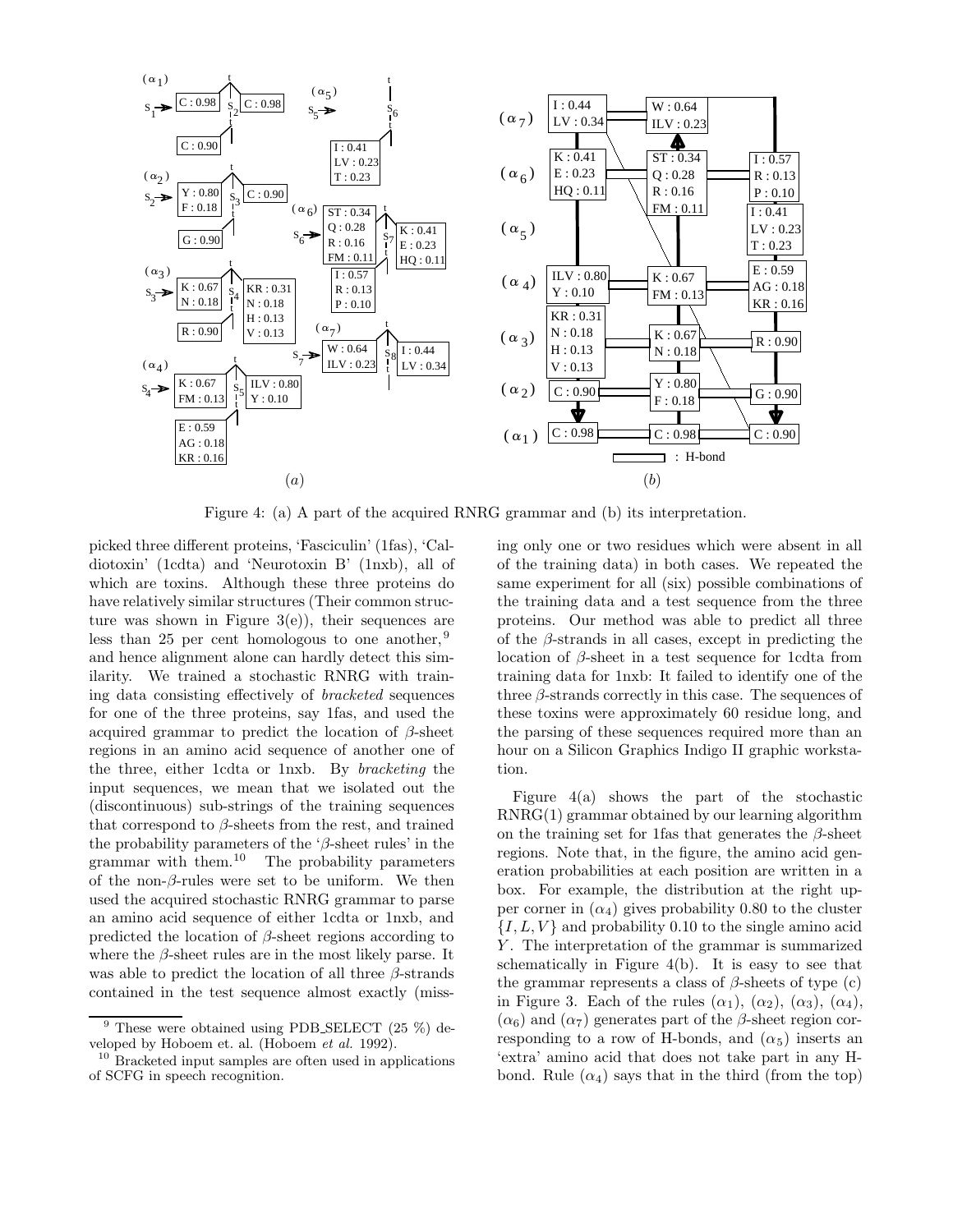Figure 4: (a) A part of the acquired RNRG grammar and (b) its interpretation.

picked three different proteins, 'Fasciculin' (1fas), 'Caldiotoxin' (1cdta) and 'Neurotoxin B' (1nxb), all of which are toxins. Although these three proteins do have relatively similar structures (Their common structure was shown in Figure 3(e)), their sequences are less than 25 per cent homologous to one another,[9] and hence alignment alone can hardly detect this similarity. We trained a stochastic RNRG with training data consisting effectively of *bracketed* sequences for one of the three proteins, say 1fas, and used the acquired grammar to predict the location of $\beta$-sheet regions in an amino acid sequence of another one of the three, either 1cdta or 1nxb. By *bracketing* the input sequences, we mean that we isolated out the (discontinuous) sub-strings of the training sequences that correspond to $\beta$-sheets from the rest, and trained the probability parameters of the '$\beta$-sheet rules' in the grammar with them.[10] The probability parameters of the non-$\beta$-rules were set to be uniform. We then used the acquired stochastic RNRG grammar to parse an amino acid sequence of either 1cdta or 1nxb, and predicted the location of $\beta$-sheet regions according to where the $\beta$-sheet rules are in the most likely parse. It was able to predict the location of all three $\beta$-strands contained in the test sequence almost exactly (missing only one or two residues which were absent in all of the training data) in both cases. We repeated the same experiment for all (six) possible combinations of the training data and a test sequence from the three proteins. Our method was able to predict all three of the $\beta$-strands in all cases, except in predicting the location of $\beta$-sheet in a test sequence for 1cdta from training data for 1nxb: It failed to identify one of the three $\beta$-strands correctly in this case. The sequences of these toxins were approximately 60 residue long, and the parsing of these sequences required more than an hour on a Silicon Graphics Indigo II graphic workstation.

Figure 4(a) shows the part of the stochastic RNRG(1) grammar obtained by our learning algorithm on the training set for 1fas that generates the $\beta$-sheet regions. Note that, in the figure, the amino acid generation probabilities at each position are written in a box. For example, the distribution at the right upper corner in ($\alpha_4$) gives probability 0.80 to the cluster $\{I, L, V\}$ and probability 0.10 to the single amino acid $Y$. The interpretation of the grammar is summarized schematically in Figure 4(b). It is easy to see that the grammar represents a class of $\beta$-sheets of type (c) in Figure 3. Each of the rules ($\alpha_1$), ($\alpha_2$), ($\alpha_3$), ($\alpha_4$), ($\alpha_6$) and ($\alpha_7$) generates part of the $\beta$-sheet region corresponding to a row of H-bonds, and ($\alpha_5$) inserts an 'extra' amino acid that does not take part in any H-bond. Rule ($\alpha_4$) says that in the third (from the top)

[9] These were obtained using PDB_SELECT (25 %) developed by Hoboem et. al. (Hoboem *et al.* 1992).

[10] Bracketed input samples are often used in applications of SCFG in speech recognition.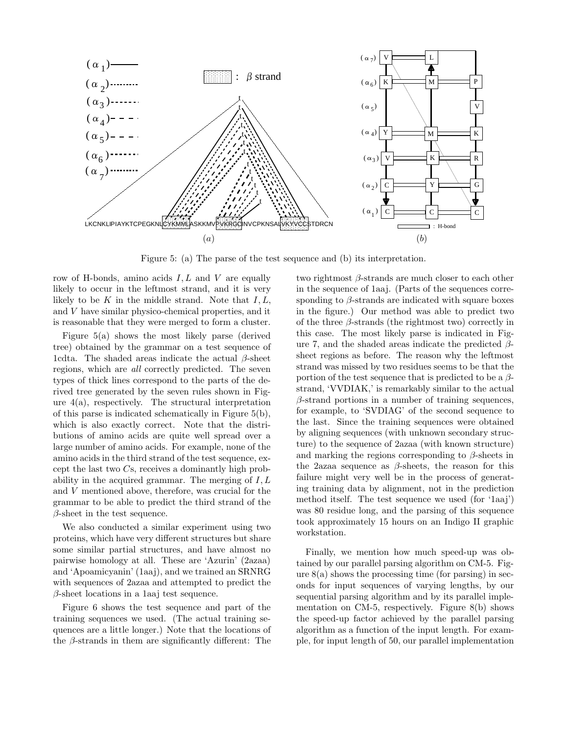Figure 5: (a) The parse of the test sequence and (b) its interpretation.

row of H-bonds, amino acids $I, L$ and $V$ are equally likely to occur in the leftmost strand, and it is very likely to be $K$ in the middle strand. Note that $I, L$, and $V$ have similar physico-chemical properties, and it is reasonable that they were merged to form a cluster.

Figure 5(a) shows the most likely parse (derived tree) obtained by the grammar on a test sequence of 1cdta. The shaded areas indicate the actual $\beta$-sheet regions, which are *all* correctly predicted. The seven types of thick lines correspond to the parts of the derived tree generated by the seven rules shown in Figure 4(a), respectively. The structural interpretation of this parse is indicated schematically in Figure 5(b), which is also exactly correct. Note that the distributions of amino acids are quite well spread over a large number of amino acids. For example, none of the amino acids in the third strand of the test sequence, except the last two $C$s, receives a dominantly high probability in the acquired grammar. The merging of $I, L$ and $V$ mentioned above, therefore, was crucial for the grammar to be able to predict the third strand of the $\beta$-sheet in the test sequence.

We also conducted a similar experiment using two proteins, which have very different structures but share some similar partial structures, and have almost no pairwise homology at all. These are 'Azurin' (2azaa) and 'Apoamicyanin' (1aaj), and we trained an SRNRG with sequences of 2azaa and attempted to predict the $\beta$-sheet locations in a 1aaj test sequence.

Figure 6 shows the test sequence and part of the training sequences we used. (The actual training sequences are a little longer.) Note that the locations of the $\beta$-strands in them are significantly different: The two rightmost $\beta$-strands are much closer to each other in the sequence of 1aaj. (Parts of the sequences corresponding to $\beta$-strands are indicated with square boxes in the figure.) Our method was able to predict two of the three $\beta$-strands (the rightmost two) correctly in this case. The most likely parse is indicated in Figure 7, and the shaded areas indicate the predicted $\beta$-sheet regions as before. The reason why the leftmost strand was missed by two residues seems to be that the portion of the test sequence that is predicted to be a $\beta$-strand, 'VVDIAK,' is remarkably similar to the actual $\beta$-strand portions in a number of training sequences, for example, to 'SVDIAG' of the second sequence to the last. Since the training sequences were obtained by aligning sequences (with unknown secondary structure) to the sequence of 2azaa (with known structure) and marking the regions corresponding to $\beta$-sheets in the 2azaa sequence as $\beta$-sheets, the reason for this failure might very well be in the process of generating training data by alignment, not in the prediction method itself. The test sequence we used (for '1aaj') was 80 residue long, and the parsing of this sequence took approximately 15 hours on an Indigo II graphic workstation.

Finally, we mention how much speed-up was obtained by our parallel parsing algorithm on CM-5. Figure 8(a) shows the processing time (for parsing) in seconds for input sequences of varying lengths, by our sequential parsing algorithm and by its parallel implementation on CM-5, respectively. Figure 8(b) shows the speed-up factor achieved by the parallel parsing algorithm as a function of the input length. For example, for input length of 50, our parallel implementation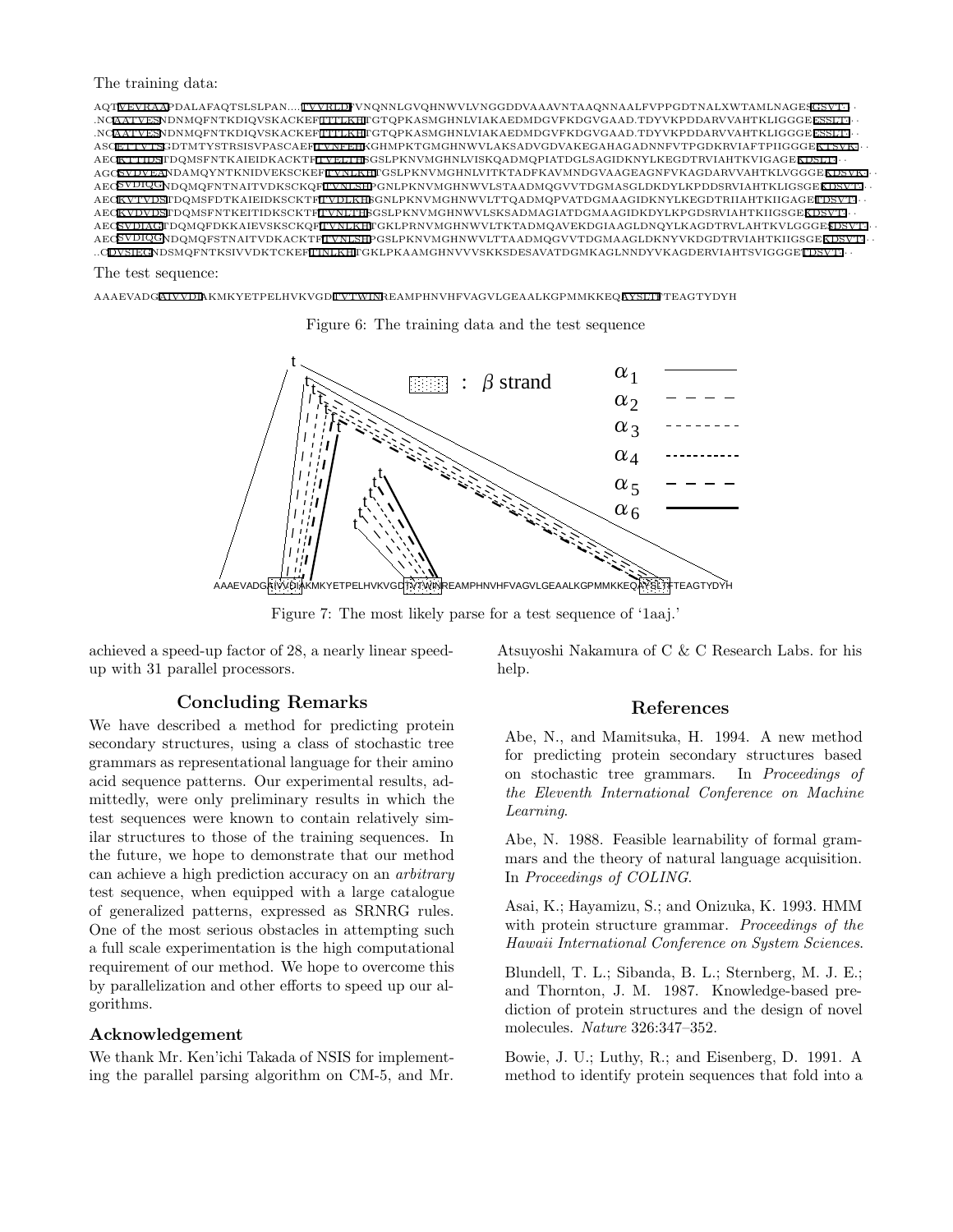The training data:

```
AQTVEVRAAPDALAFAQTSLSLPAN....TVVRLDPVNQNNLGVQHNWVVLVNGGDDVAAAVNTAAQNNAALFVPPGDTNALXWTAMLNAGESGSVT..
.NQAATVESNDNMQFNTKDIQVSKACKEFTITLKHTGTQPKASMGHNLVIAKAEDMDGVFKDGVGAAD.TDYVKPDDARVVAHTKLIGGGEESSLT..
.NQAATVESNDNMQFNTKDIQVSKACKEFTITLKHTGTQPKASMGHNLVIAKAEDMDGVFKDGVGAAD.TDYVKPDDARVVAHTKLIGGGEESSLT..
ASCETTVTSGDTMTYSTRSISVPASCAEFTVNFEHKGHMPKTGMGHNWVLAKSADVGDVAKEGAHAGADNNFVTPGDKRVIAFTPIIGGGEKTSVK..
AECKTTIDSTDQMSFNTKAIEIDKACKTFTVELTHSGSLPKNVMGHNLVISKQADMQPIATDGLSAGIDKNKYLKEGDTRVIAHTKVIGAGEKDSLT..
AGCSVDVEANDAMQYNTKNIDVEKSCKEFTVNLKHTGSLPKNVMGHNLVITKTADFKAVMNDGVAAGEAGNFVKAGDARVVAHTKLVGGGEKDSVK..
AECSVDIQGNDQMQFNTNAITVDKSCKQFTVNLSHPGNLPKNVMGHNWVLSTAADMQGVVTDGMASGLDKDYLKPDDSRVIAHTKLIGSGEKDSVT..
AECKVTVDSTDQMSFDTKAIEIDKSCKTFTVDLKHSGNLPKNVMGHNWVLTTQADMQPVATDGMAAGIDKNKYLKEGDTRIIAHTKIIGAGEKDSVT..
AECKVDVDSTDQMSFNTKEITIDKSCKTFTVNLTHSGSLPKNVMGHNWVLSKSADMAGIATDGMAAGIDKDYLKPGDSRVIAHTKIIGSGEKDSVT..
AECSVDIAGTDQMQFDKKAIEVSKSKCQFTVNLKHTGKLPRNVMGHNWVLTKTADMQAVEKDGIAAGLDNQYLKAGDTRVLAHTKVLGGGESDSVT..
AECSVDIQGNDQMQFSTNAITVDKACKTFTVNLSHPGSLPKNVMGHNWVLTTAADMQGVVTDGMAAGLDKNYVKDGDTRVIAHTKIIGSGEKDSVT..
..CDVSIEGNDSMQFNTKSIVVDKTCKEFTINLKHTGKLPKAAMGHNVVVSKKSDESAVATDGMKAGLNNDYVKAGDERVIAHTSVIGGGETDSVT..
```

The test sequence:

```
AAAEVADGAIVVDIAKMKYETPELHVKVGDTVTWINREAMPHNVHFVAGVLGEAALKGPMMKKEQAYSLTFTEAGTYDYH
```

Figure 6: The training data and the test sequence

Figure 7: The most likely parse for a test sequence of '1aaj.'

achieved a speed-up factor of 28, a nearly linear speed-up with 31 parallel processors.

## Concluding Remarks

We have described a method for predicting protein secondary structures, using a class of stochastic tree grammars as representational language for their amino acid sequence patterns. Our experimental results, admittedly, were only preliminary results in which the test sequences were known to contain relatively similar structures to those of the training sequences. In the future, we hope to demonstrate that our method can achieve a high prediction accuracy on an *arbitrary* test sequence, when equipped with a large catalogue of generalized patterns, expressed as SRNRG rules. One of the most serious obstacles in attempting such a full scale experimentation is the high computational requirement of our method. We hope to overcome this by parallelization and other efforts to speed up our algorithms.

### Acknowledgement

We thank Mr. Ken'ichi Takada of NSIS for implementing the parallel parsing algorithm on CM-5, and Mr. Atsuyoshi Nakamura of C & C Research Labs. for his help.

## References

Abe, N., and Mamitsuka, H. 1994. A new method for predicting protein secondary structures based on stochastic tree grammars. In *Proceedings of the Eleventh International Conference on Machine Learning*.

Abe, N. 1988. Feasible learnability of formal grammars and the theory of natural language acquisition. In *Proceedings of COLING*.

Asai, K.; Hayamizu, S.; and Onizuka, K. 1993. HMM with protein structure grammar. *Proceedings of the Hawaii International Conference on System Sciences*.

Blundell, T. L.; Sibanda, B. L.; Sternberg, M. J. E.; and Thornton, J. M. 1987. Knowledge-based prediction of protein structures and the design of novel molecules. *Nature* 326:347–352.

Bowie, J. U.; Luthy, R.; and Eisenberg, D. 1991. A method to identify protein sequences that fold into a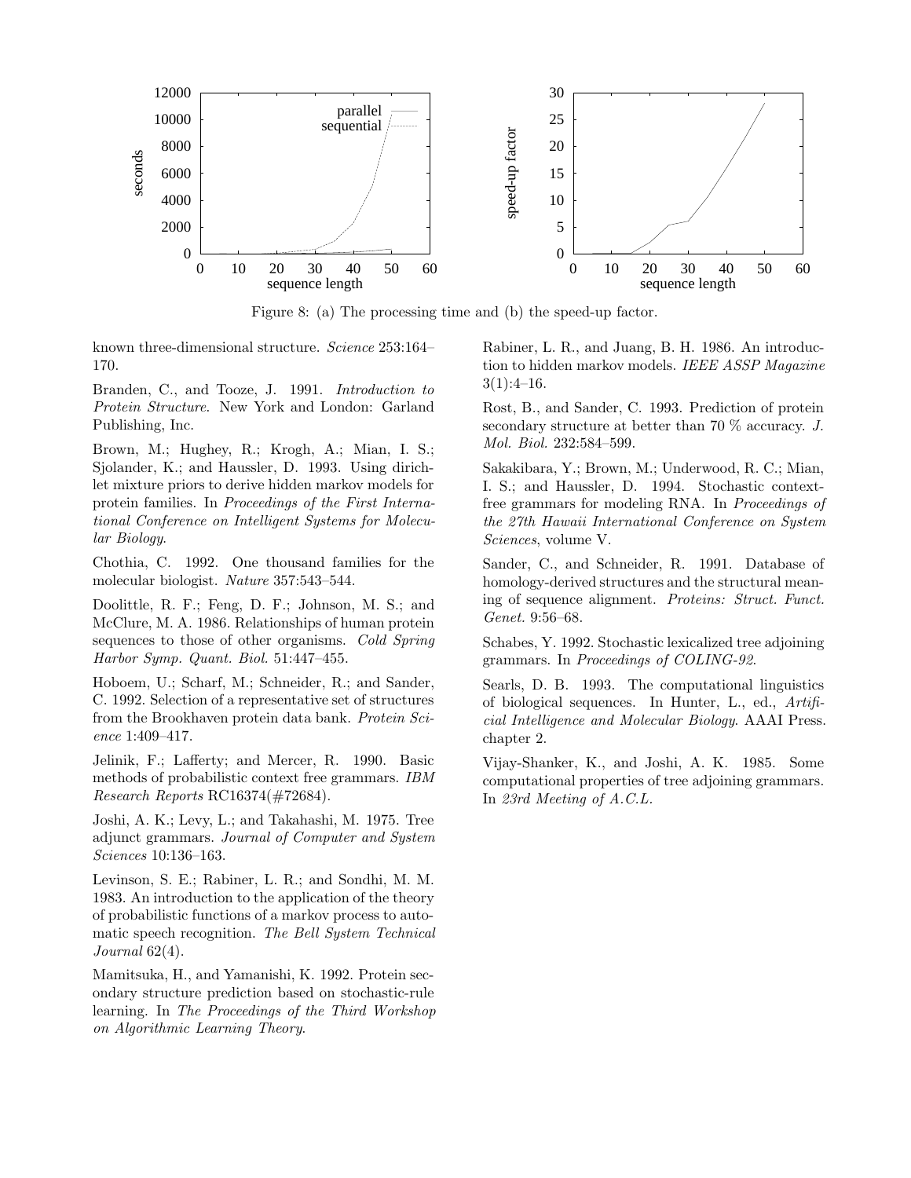12000
10000
8000
6000
4000
2000
0

seconds

0 10 20 30 40 50 60

sequence length

parallel
sequential

30
25
20
15
10
5
0

speed-up factor

0 10 20 30 40 50 60

sequence length

Figure 8: (a) The processing time and (b) the speed-up factor.

known three-dimensional structure. *Science* 253:164–170.

Branden, C., and Tooze, J. 1991. *Introduction to Protein Structure*. New York and London: Garland Publishing, Inc.

Brown, M.; Hughey, R.; Krogh, A.; Mian, I. S.; Sjolander, K.; and Haussler, D. 1993. Using dirichlet mixture priors to derive hidden markov models for protein families. In *Proceedings of the First International Conference on Intelligent Systems for Molecular Biology*.

Chothia, C. 1992. One thousand families for the molecular biologist. *Nature* 357:543–544.

Doolittle, R. F.; Feng, D. F.; Johnson, M. S.; and McClure, M. A. 1986. Relationships of human protein sequences to those of other organisms. *Cold Spring Harbor Symp. Quant. Biol.* 51:447–455.

Hoboem, U.; Scharf, M.; Schneider, R.; and Sander, C. 1992. Selection of a representative set of structures from the Brookhaven protein data bank. *Protein Science* 1:409–417.

Jelinik, F.; Lafferty; and Mercer, R. 1990. Basic methods of probabilistic context free grammars. *IBM Research Reports* RC16374(#72684).

Joshi, A. K.; Levy, L.; and Takahashi, M. 1975. Tree adjunct grammars. *Journal of Computer and System Sciences* 10:136–163.

Levinson, S. E.; Rabiner, L. R.; and Sondhi, M. M. 1983. An introduction to the application of the theory of probabilistic functions of a markov process to automatic speech recognition. *The Bell System Technical Journal* 62(4).

Mamitsuka, H., and Yamanishi, K. 1992. Protein secondary structure prediction based on stochastic-rule learning. In *The Proceedings of the Third Workshop on Algorithmic Learning Theory*.

Rabiner, L. R., and Juang, B. H. 1986. An introduction to hidden markov models. *IEEE ASSP Magazine* 3(1):4–16.

Rost, B., and Sander, C. 1993. Prediction of protein secondary structure at better than 70 % accuracy. *J. Mol. Biol.* 232:584–599.

Sakakibara, Y.; Brown, M.; Underwood, R. C.; Mian, I. S.; and Haussler, D. 1994. Stochastic context-free grammars for modeling RNA. In *Proceedings of the 27th Hawaii International Conference on System Sciences*, volume V.

Sander, C., and Schneider, R. 1991. Database of homology-derived structures and the structural meaning of sequence alignment. *Proteins: Struct. Funct. Genet.* 9:56–68.

Schabes, Y. 1992. Stochastic lexicalized tree adjoining grammars. In *Proceedings of COLING-92*.

Searls, D. B. 1993. The computational linguistics of biological sequences. In Hunter, L., ed., *Artificial Intelligence and Molecular Biology*. AAAI Press. chapter 2.

Vijay-Shanker, K., and Joshi, A. K. 1985. Some computational properties of tree adjoining grammars. In *23rd Meeting of A.C.L.*